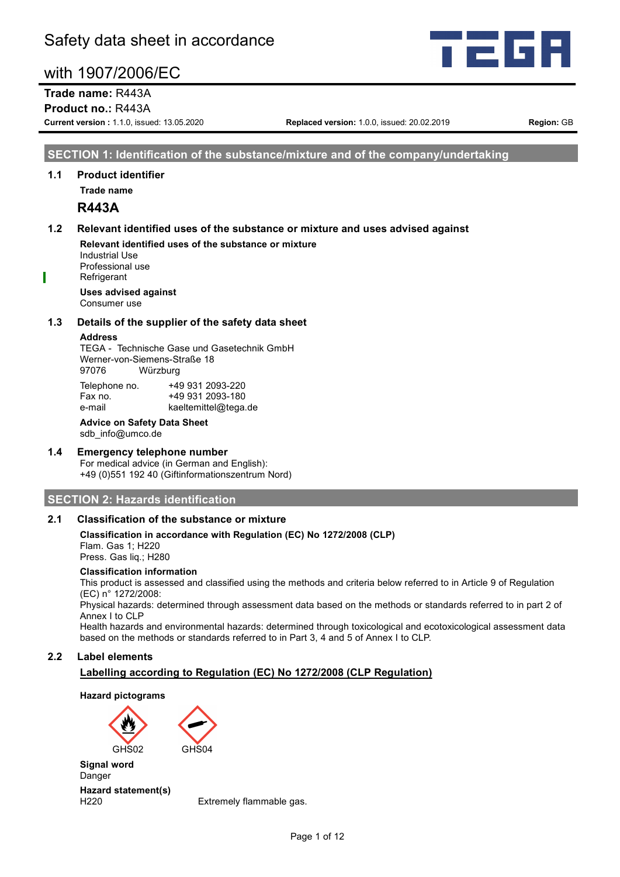# Safety data sheet in accordance with 1907/2006/EC

**Trade name:** R443A
**Product no.:** R443A

**Current version :** 1.1.0, issued: 13.05.2020 | **Replaced version:** 1.0.0, issued: 20.02.2019 | **Region:** GB

## SECTION 1: Identification of the substance/mixture and of the company/undertaking

### 1.1 Product identifier

**Trade name**

**R443A**

### 1.2 Relevant identified uses of the substance or mixture and uses advised against

**Relevant identified uses of the substance or mixture**
Industrial Use
Professional use
Refrigerant

**Uses advised against**
Consumer use

### 1.3 Details of the supplier of the safety data sheet

**Address**
TEGA - Technische Gase und Gasetechnik GmbH
Werner-von-Siemens-Straße 18
97076 Würzburg

| | |
|---|---|
| Telephone no. | +49 931 2093-220 |
| Fax no. | +49 931 2093-180 |
| e-mail | kaeltemittel@tega.de |

**Advice on Safety Data Sheet**
sdb_info@umco.de

### 1.4 Emergency telephone number

For medical advice (in German and English):
+49 (0)551 192 40 (Giftinformationszentrum Nord)

## SECTION 2: Hazards identification

### 2.1 Classification of the substance or mixture

**Classification in accordance with Regulation (EC) No 1272/2008 (CLP)**
Flam. Gas 1; H220
Press. Gas liq.; H280

**Classification information**
This product is assessed and classified using the methods and criteria below referred to in Article 9 of Regulation (EC) n° 1272/2008:
Physical hazards: determined through assessment data based on the methods or standards referred to in part 2 of Annex I to CLP
Health hazards and environmental hazards: determined through toxicological and ecotoxicological assessment data based on the methods or standards referred to in Part 3, 4 and 5 of Annex I to CLP.

### 2.2 Label elements

**Labelling according to Regulation (EC) No 1272/2008 (CLP Regulation)**

**Hazard pictograms**

GHS02 GHS04

**Signal word**
Danger

**Hazard statement(s)**

| | |
|---|---|
| H220 | Extremely flammable gas. |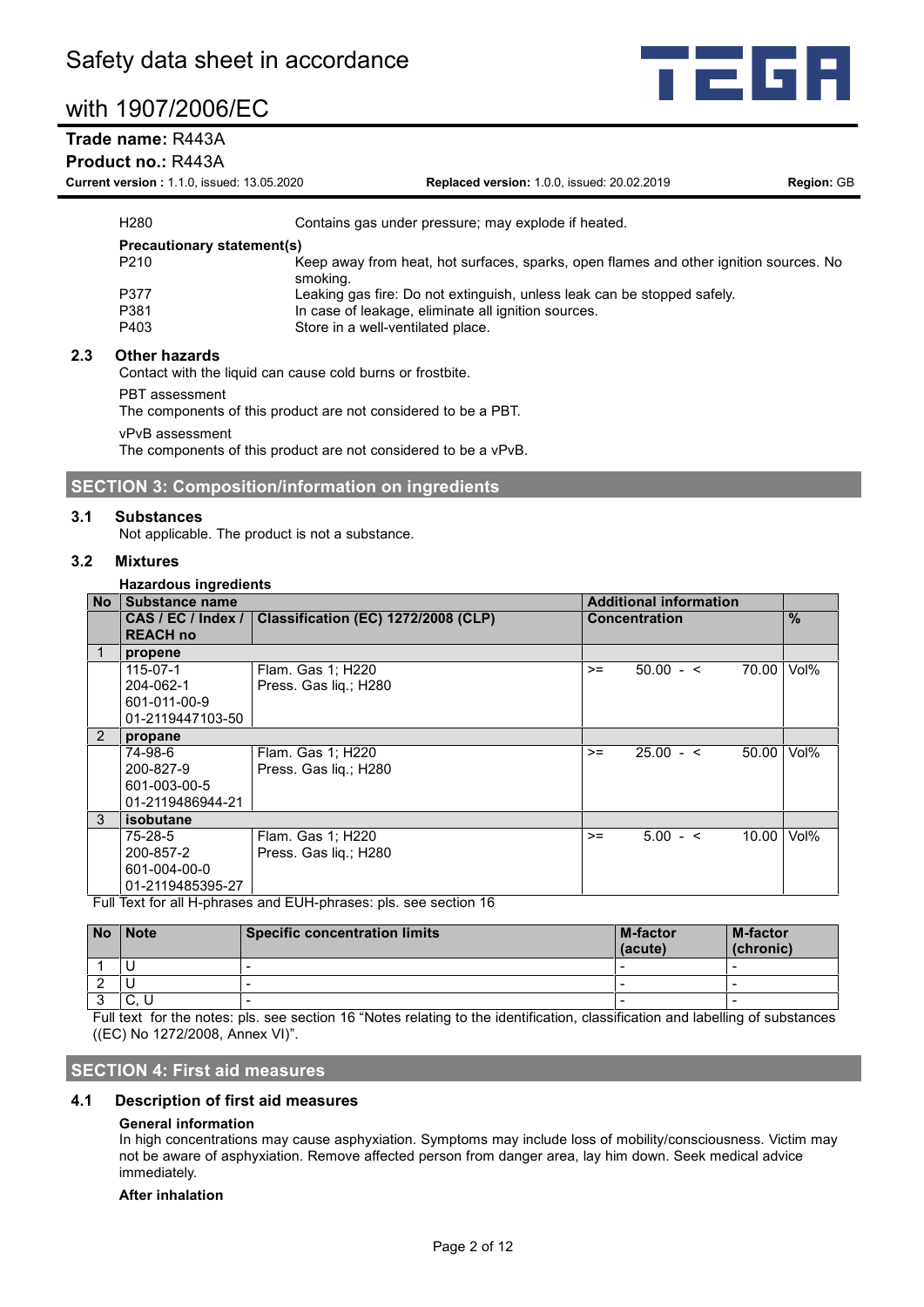| | |
|---|---|
| H280 | Contains gas under pressure; may explode if heated. |

**Precautionary statement(s)**

| | |
|---|---|
| P210 | Keep away from heat, hot surfaces, sparks, open flames and other ignition sources. No smoking. |
| P377 | Leaking gas fire: Do not extinguish, unless leak can be stopped safely. |
| P381 | In case of leakage, eliminate all ignition sources. |
| P403 | Store in a well-ventilated place. |

### 2.3 Other hazards

Contact with the liquid can cause cold burns or frostbite.

PBT assessment

The components of this product are not considered to be a PBT.

vPvB assessment

The components of this product are not considered to be a vPvB.

## SECTION 3: Composition/information on ingredients

### 3.1 Substances

Not applicable. The product is not a substance.

### 3.2 Mixtures

**Hazardous ingredients**

| No | Substance name | | Additional information | |
|---|---|---|---|---|
| | CAS / EC / Index / REACH no | Classification (EC) 1272/2008 (CLP) | Concentration | % |
| 1 | **propene** | | | |
| | 115-07-1<br>204-062-1<br>601-011-00-9<br>01-2119447103-50 | Flam. Gas 1; H220<br>Press. Gas liq.; H280 | >= 50.00 - < 70.00 | Vol% |
| 2 | **propane** | | | |
| | 74-98-6<br>200-827-9<br>601-003-00-5<br>01-2119486944-21 | Flam. Gas 1; H220<br>Press. Gas liq.; H280 | >= 25.00 - < 50.00 | Vol% |
| 3 | **isobutane** | | | |
| | 75-28-5<br>200-857-2<br>601-004-00-0<br>01-2119485395-27 | Flam. Gas 1; H220<br>Press. Gas liq.; H280 | >= 5.00 - < 10.00 | Vol% |

Full Text for all H-phrases and EUH-phrases: pls. see section 16

| No | Note | Specific concentration limits | M-factor (acute) | M-factor (chronic) |
|---|---|---|---|---|
| 1 | U | - | - | - |
| 2 | U | - | - | - |
| 3 | C, U | - | - | - |

Full text for the notes: pls. see section 16 “Notes relating to the identification, classification and labelling of substances ((EC) No 1272/2008, Annex VI)”.

## SECTION 4: First aid measures

### 4.1 Description of first aid measures

**General information**

In high concentrations may cause asphyxiation. Symptoms may include loss of mobility/consciousness. Victim may not be aware of asphyxiation. Remove affected person from danger area, lay him down. Seek medical advice immediately.

**After inhalation**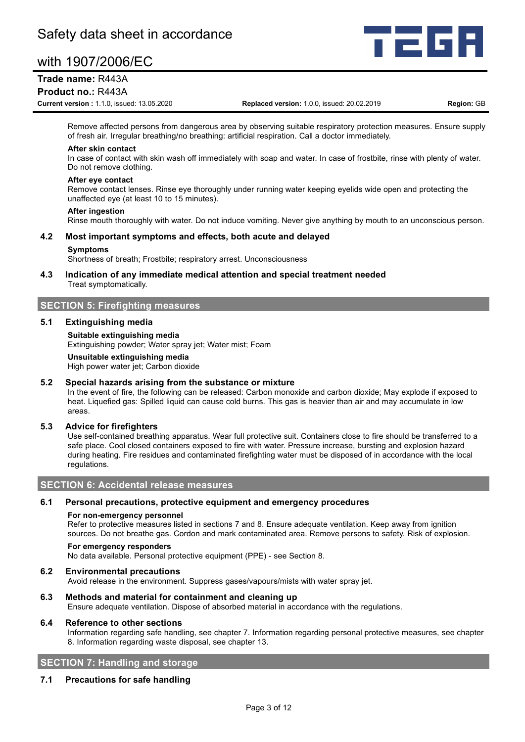Remove affected persons from dangerous area by observing suitable respiratory protection measures. Ensure supply of fresh air. Irregular breathing/no breathing: artificial respiration. Call a doctor immediately.

**After skin contact**

In case of contact with skin wash off immediately with soap and water. In case of frostbite, rinse with plenty of water. Do not remove clothing.

**After eye contact**

Remove contact lenses. Rinse eye thoroughly under running water keeping eyelids wide open and protecting the unaffected eye (at least 10 to 15 minutes).

**After ingestion**

Rinse mouth thoroughly with water. Do not induce vomiting. Never give anything by mouth to an unconscious person.

### 4.2 Most important symptoms and effects, both acute and delayed

**Symptoms**

Shortness of breath; Frostbite; respiratory arrest. Unconsciousness

### 4.3 Indication of any immediate medical attention and special treatment needed

Treat symptomatically.

## SECTION 5: Firefighting measures

### 5.1 Extinguishing media

**Suitable extinguishing media**

Extinguishing powder; Water spray jet; Water mist; Foam

**Unsuitable extinguishing media**

High power water jet; Carbon dioxide

### 5.2 Special hazards arising from the substance or mixture

In the event of fire, the following can be released: Carbon monoxide and carbon dioxide; May explode if exposed to heat. Liquefied gas: Spilled liquid can cause cold burns. This gas is heavier than air and may accumulate in low areas.

### 5.3 Advice for firefighters

Use self-contained breathing apparatus. Wear full protective suit. Containers close to fire should be transferred to a safe place. Cool closed containers exposed to fire with water. Pressure increase, bursting and explosion hazard during heating. Fire residues and contaminated firefighting water must be disposed of in accordance with the local regulations.

## SECTION 6: Accidental release measures

### 6.1 Personal precautions, protective equipment and emergency procedures

**For non-emergency personnel**

Refer to protective measures listed in sections 7 and 8. Ensure adequate ventilation. Keep away from ignition sources. Do not breathe gas. Cordon and mark contaminated area. Remove persons to safety. Risk of explosion.

**For emergency responders**

No data available. Personal protective equipment (PPE) - see Section 8.

### 6.2 Environmental precautions

Avoid release in the environment. Suppress gases/vapours/mists with water spray jet.

### 6.3 Methods and material for containment and cleaning up

Ensure adequate ventilation. Dispose of absorbed material in accordance with the regulations.

### 6.4 Reference to other sections

Information regarding safe handling, see chapter 7. Information regarding personal protective measures, see chapter 8. Information regarding waste disposal, see chapter 13.

## SECTION 7: Handling and storage

### 7.1 Precautions for safe handling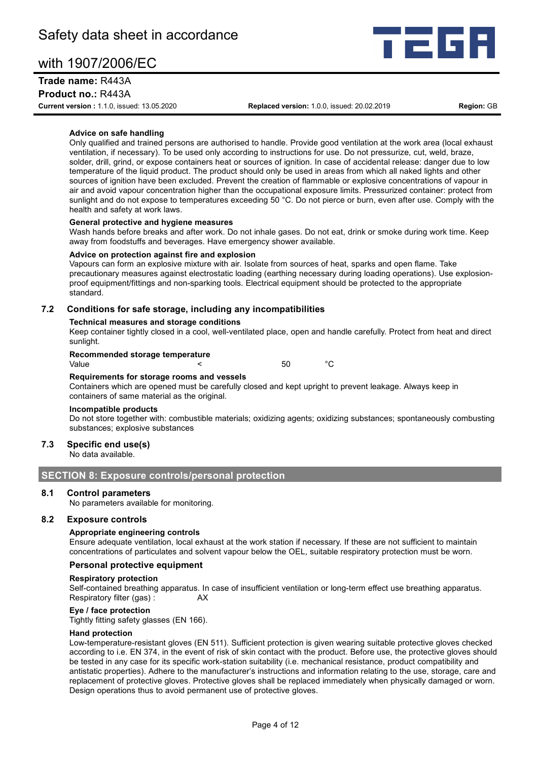**Advice on safe handling**

Only qualified and trained persons are authorised to handle. Provide good ventilation at the work area (local exhaust ventilation, if necessary). To be used only according to instructions for use. Do not pressurize, cut, weld, braze, solder, drill, grind, or expose containers heat or sources of ignition. In case of accidental release: danger due to low temperature of the liquid product. The product should only be used in areas from which all naked lights and other sources of ignition have been excluded. Prevent the creation of flammable or explosive concentrations of vapour in air and avoid vapour concentration higher than the occupational exposure limits. Pressurized container: protect from sunlight and do not expose to temperatures exceeding 50 °C. Do not pierce or burn, even after use. Comply with the health and safety at work laws.

**General protective and hygiene measures**

Wash hands before breaks and after work. Do not inhale gases. Do not eat, drink or smoke during work time. Keep away from foodstuffs and beverages. Have emergency shower available.

**Advice on protection against fire and explosion**

Vapours can form an explosive mixture with air. Isolate from sources of heat, sparks and open flame. Take precautionary measures against electrostatic loading (earthing necessary during loading operations). Use explosion-proof equipment/fittings and non-sparking tools. Electrical equipment should be protected to the appropriate standard.

### 7.2 Conditions for safe storage, including any incompatibilities

**Technical measures and storage conditions**

Keep container tightly closed in a cool, well-ventilated place, open and handle carefully. Protect from heat and direct sunlight.

**Recommended storage temperature**

| Value | < | 50 | °C |
|---|---|---|---|

**Requirements for storage rooms and vessels**

Containers which are opened must be carefully closed and kept upright to prevent leakage. Always keep in containers of same material as the original.

**Incompatible products**

Do not store together with: combustible materials; oxidizing agents; oxidizing substances; spontaneously combusting substances; explosive substances

### 7.3 Specific end use(s)

No data available.

## SECTION 8: Exposure controls/personal protection

### 8.1 Control parameters

No parameters available for monitoring.

### 8.2 Exposure controls

**Appropriate engineering controls**

Ensure adequate ventilation, local exhaust at the work station if necessary. If these are not sufficient to maintain concentrations of particulates and solvent vapour below the OEL, suitable respiratory protection must be worn.

**Personal protective equipment**

**Respiratory protection**

Self-contained breathing apparatus. In case of insufficient ventilation or long-term effect use breathing apparatus.
Respiratory filter (gas) : AX

**Eye / face protection**

Tightly fitting safety glasses (EN 166).

**Hand protection**

Low-temperature-resistant gloves (EN 511). Sufficient protection is given wearing suitable protective gloves checked according to i.e. EN 374, in the event of risk of skin contact with the product. Before use, the protective gloves should be tested in any case for its specific work-station suitability (i.e. mechanical resistance, product compatibility and antistatic properties). Adhere to the manufacturer's instructions and information relating to the use, storage, care and replacement of protective gloves. Protective gloves shall be replaced immediately when physically damaged or worn. Design operations thus to avoid permanent use of protective gloves.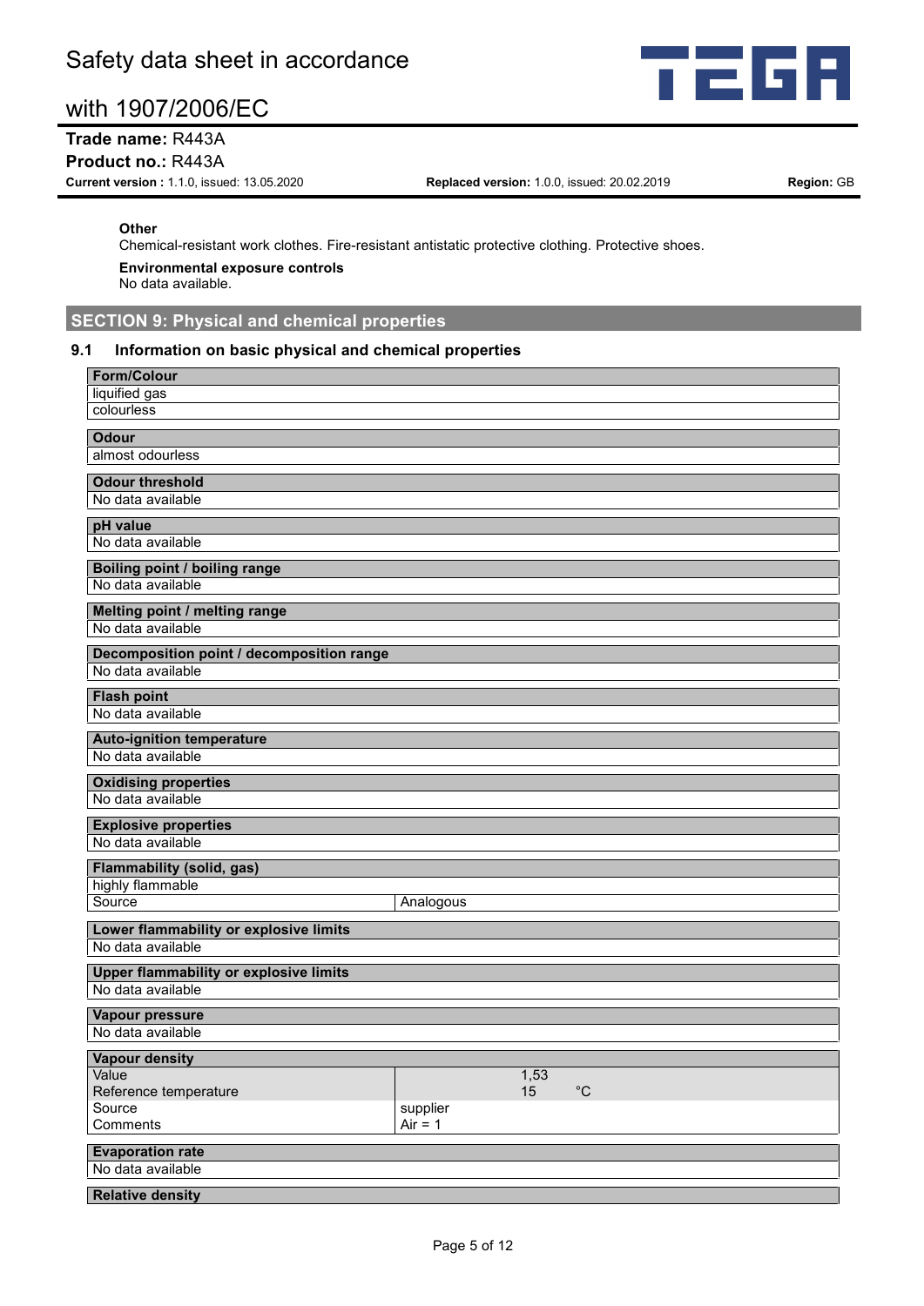**Other**

Chemical-resistant work clothes. Fire-resistant antistatic protective clothing. Protective shoes.

**Environmental exposure controls**

No data available.

## SECTION 9: Physical and chemical properties

### 9.1 Information on basic physical and chemical properties

| **Form/Colour** | |
|---|---|
| liquified gas | |
| colourless | |

| **Odour** | |
|---|---|
| almost odourless | |

| **Odour threshold** | |
|---|---|
| No data available | |

| **pH value** | |
|---|---|
| No data available | |

| **Boiling point / boiling range** | |
|---|---|
| No data available | |

| **Melting point / melting range** | |
|---|---|
| No data available | |

| **Decomposition point / decomposition range** | |
|---|---|
| No data available | |

| **Flash point** | |
|---|---|
| No data available | |

| **Auto-ignition temperature** | |
|---|---|
| No data available | |

| **Oxidising properties** | |
|---|---|
| No data available | |

| **Explosive properties** | |
|---|---|
| No data available | |

| **Flammability (solid, gas)** | |
|---|---|
| highly flammable | |
| Source | Analogous |

| **Lower flammability or explosive limits** | |
|---|---|
| No data available | |

| **Upper flammability or explosive limits** | |
|---|---|
| No data available | |

| **Vapour pressure** | |
|---|---|
| No data available | |

| **Vapour density** | |
|---|---|
| Value | 1,53 |
| Reference temperature | 15 °C |
| Source | supplier |
| Comments | Air = 1 |

| **Evaporation rate** | |
|---|---|
| No data available | |

| **Relative density** | |
|---|---|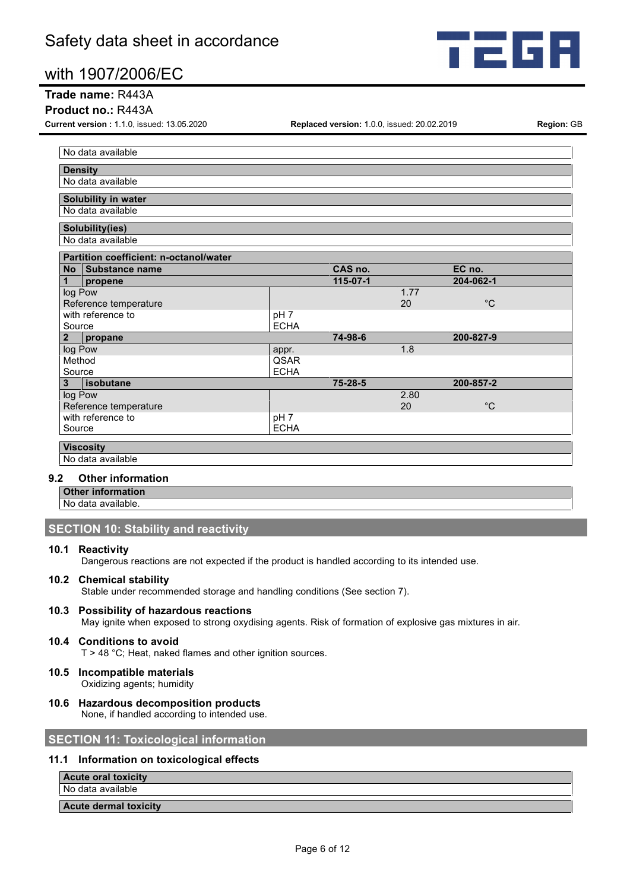| No data available |
|---|

| Density |
|---|
| No data available |

| Solubility in water |
|---|
| No data available |

| Solubility(ies) |
|---|
| No data available |

| Partition coefficient: n-octanol/water | | | | |
|---|---|---|---|---|
| **No** | **Substance name** | **CAS no.** | | **EC no.** |
| **1** | **propene** | **115-07-1** | | **204-062-1** |
| log Pow | | | 1.77 | |
| Reference temperature | | | 20 | °C |
| with reference to | pH 7 | | | |
| Source | ECHA | | | |
| **2** | **propane** | **74-98-6** | | **200-827-9** |
| log Pow | appr. | | 1.8 | |
| Method | QSAR | | | |
| Source | ECHA | | | |
| **3** | **isobutane** | **75-28-5** | | **200-857-2** |
| log Pow | | | 2.80 | |
| Reference temperature | | | 20 | °C |
| with reference to | pH 7 | | | |
| Source | ECHA | | | |

| Viscosity |
|---|
| No data available |

### 9.2 Other information

| Other information |
|---|
| No data available. |

## SECTION 10: Stability and reactivity

### 10.1 Reactivity

Dangerous reactions are not expected if the product is handled according to its intended use.

### 10.2 Chemical stability

Stable under recommended storage and handling conditions (See section 7).

### 10.3 Possibility of hazardous reactions

May ignite when exposed to strong oxydising agents. Risk of formation of explosive gas mixtures in air.

### 10.4 Conditions to avoid

T > 48 °C; Heat, naked flames and other ignition sources.

### 10.5 Incompatible materials

Oxidizing agents; humidity

### 10.6 Hazardous decomposition products

None, if handled according to intended use.

## SECTION 11: Toxicological information

### 11.1 Information on toxicological effects

| Acute oral toxicity |
|---|
| No data available |

| Acute dermal toxicity |
|---|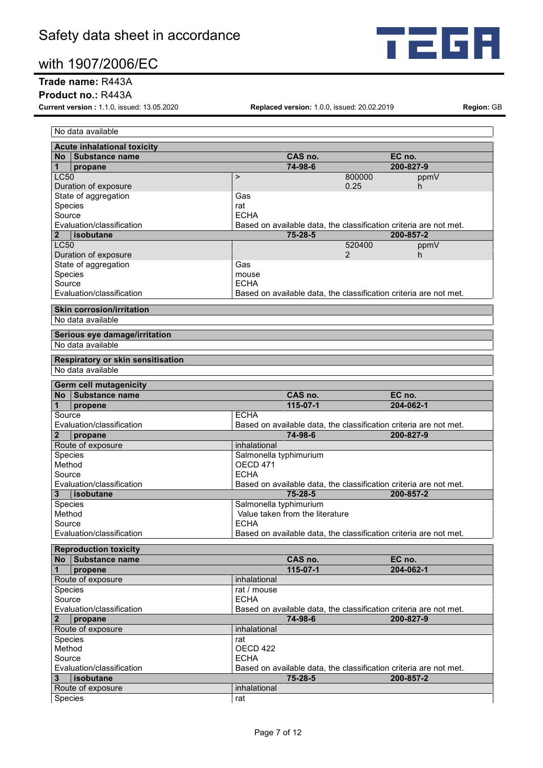| No data available |
|---|

**Acute inhalational toxicity**

| No | Substance name | CAS no. | | EC no. |
|---|---|---|---|---|
| 1 | propane | 74-98-6 | | 200-827-9 |
| LC50 | | > | 800000 | ppmV |
| Duration of exposure | | | 0.25 | h |
| State of aggregation | | Gas | | |
| Species | | rat | | |
| Source | | ECHA | | |
| Evaluation/classification | | Based on available data, the classification criteria are not met. | | |
| 2 | isobutane | 75-28-5 | | 200-857-2 |
| LC50 | | | 520400 | ppmV |
| Duration of exposure | | | 2 | h |
| State of aggregation | | Gas | | |
| Species | | mouse | | |
| Source | | ECHA | | |
| Evaluation/classification | | Based on available data, the classification criteria are not met. | | |

**Skin corrosion/irritation**

No data available

**Serious eye damage/irritation**

No data available

**Respiratory or skin sensitisation**

No data available

**Germ cell mutagenicity**

| No | Substance name | CAS no. | EC no. |
|---|---|---|---|
| 1 | propene | 115-07-1 | 204-062-1 |
| Source | | ECHA | |
| Evaluation/classification | | Based on available data, the classification criteria are not met. | |
| 2 | propane | 74-98-6 | 200-827-9 |
| Route of exposure | | inhalational | |
| Species | | Salmonella typhimurium | |
| Method | | OECD 471 | |
| Source | | ECHA | |
| Evaluation/classification | | Based on available data, the classification criteria are not met. | |
| 3 | isobutane | 75-28-5 | 200-857-2 |
| Species | | Salmonella typhimurium | |
| Method | | Value taken from the literature | |
| Source | | ECHA | |
| Evaluation/classification | | Based on available data, the classification criteria are not met. | |

**Reproduction toxicity**

| No | Substance name | CAS no. | EC no. |
|---|---|---|---|
| 1 | propene | 115-07-1 | 204-062-1 |
| Route of exposure | | inhalational | |
| Species | | rat / mouse | |
| Source | | ECHA | |
| Evaluation/classification | | Based on available data, the classification criteria are not met. | |
| 2 | propane | 74-98-6 | 200-827-9 |
| Route of exposure | | inhalational | |
| Species | | rat | |
| Method | | OECD 422 | |
| Source | | ECHA | |
| Evaluation/classification | | Based on available data, the classification criteria are not met. | |
| 3 | isobutane | 75-28-5 | 200-857-2 |
| Route of exposure | | inhalational | |
| Species | | rat | |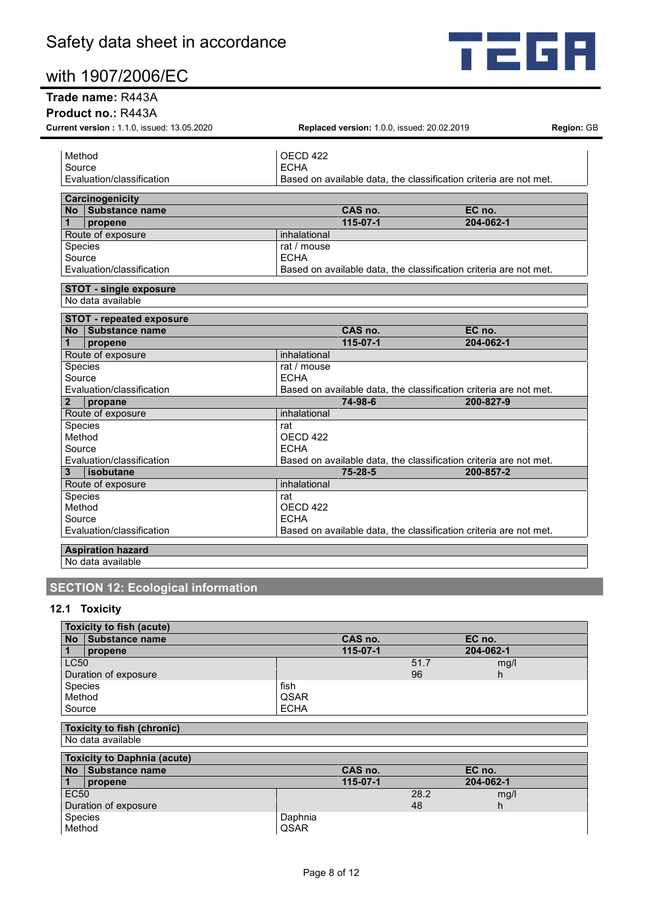| | |
|---|---|
| Method | OECD 422 |
| Source | ECHA |
| Evaluation/classification | Based on available data, the classification criteria are not met. |

| Carcinogenicity | | | |
|---|---|---|---|
| **No Substance name** | | **CAS no.** | **EC no.** |
| **1 propene** | | **115-07-1** | **204-062-1** |
| Route of exposure | inhalational | | |
| Species | rat / mouse | | |
| Source | ECHA | | |
| Evaluation/classification | Based on available data, the classification criteria are not met. | | |

| STOT - single exposure |
|---|
| No data available |

| STOT - repeated exposure | | | |
|---|---|---|---|
| **No Substance name** | | **CAS no.** | **EC no.** |
| **1 propene** | | **115-07-1** | **204-062-1** |
| Route of exposure | inhalational | | |
| Species | rat / mouse | | |
| Source | ECHA | | |
| Evaluation/classification | Based on available data, the classification criteria are not met. | | |
| **2 propane** | | **74-98-6** | **200-827-9** |
| Route of exposure | inhalational | | |
| Species | rat | | |
| Method | OECD 422 | | |
| Source | ECHA | | |
| Evaluation/classification | Based on available data, the classification criteria are not met. | | |
| **3 isobutane** | | **75-28-5** | **200-857-2** |
| Route of exposure | inhalational | | |
| Species | rat | | |
| Method | OECD 422 | | |
| Source | ECHA | | |
| Evaluation/classification | Based on available data, the classification criteria are not met. | | |

| Aspiration hazard |
|---|
| No data available |

## SECTION 12: Ecological information

### 12.1 Toxicity

| Toxicity to fish (acute) | | | |
|---|---|---|---|
| **No Substance name** | | **CAS no.** | **EC no.** |
| **1 propene** | | **115-07-1** | **204-062-1** |
| LC50 | | 51.7 | mg/l |
| Duration of exposure | | 96 | h |
| Species | fish | | |
| Method | QSAR | | |
| Source | ECHA | | |

| Toxicity to fish (chronic) |
|---|
| No data available |

| Toxicity to Daphnia (acute) | | | |
|---|---|---|---|
| **No Substance name** | | **CAS no.** | **EC no.** |
| **1 propene** | | **115-07-1** | **204-062-1** |
| EC50 | | 28.2 | mg/l |
| Duration of exposure | | 48 | h |
| Species | Daphnia | | |
| Method | QSAR | | |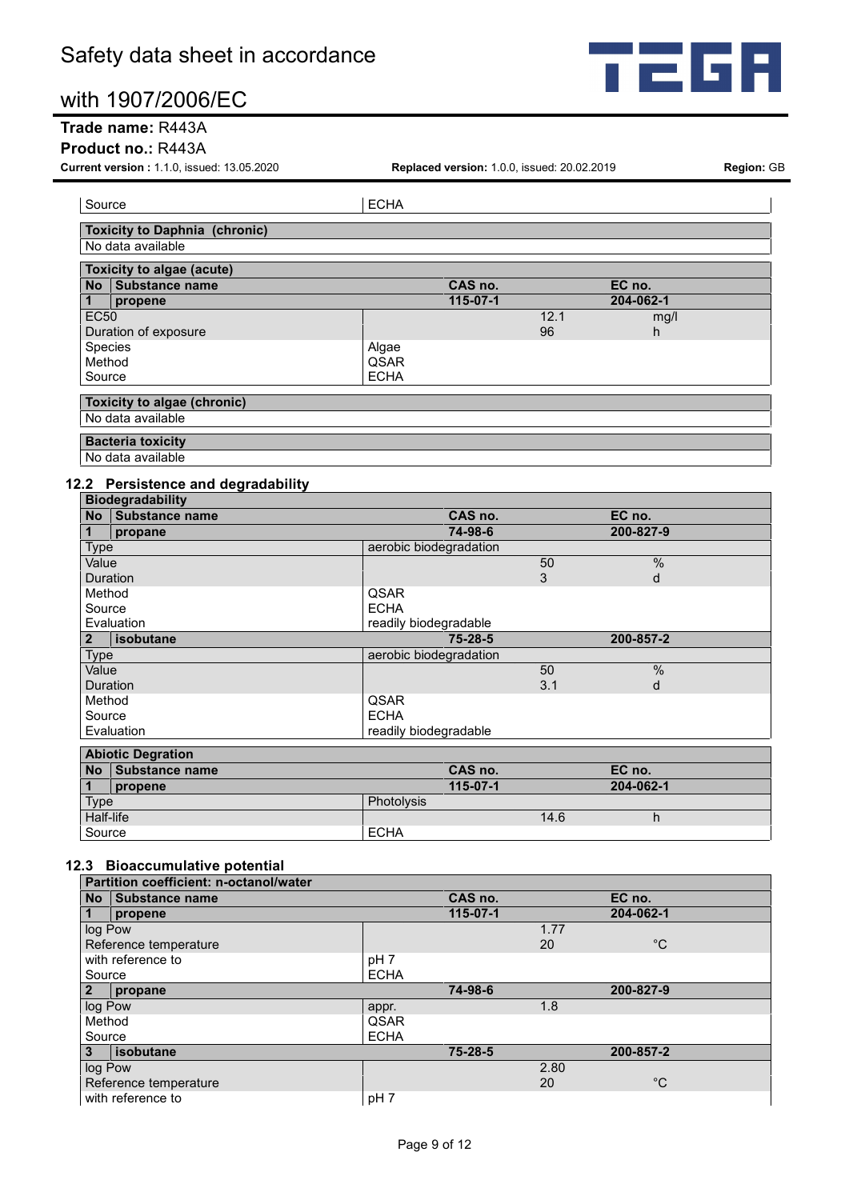| Source | ECHA | | |
|---|---|---|---|

| Toxicity to Daphnia (chronic) |
|---|
| No data available |

| Toxicity to algae (acute) | | | |
|---|---|---|---|
| **No** **Substance name** | **CAS no.** | | **EC no.** |
| **1** **propene** | **115-07-1** | | **204-062-1** |
| EC50 | | 12.1 | mg/l |
| Duration of exposure | | 96 | h |
| Species | Algae | | |
| Method | QSAR | | |
| Source | ECHA | | |

| Toxicity to algae (chronic) |
|---|
| No data available |

| Bacteria toxicity |
|---|
| No data available |

## 12.2 Persistence and degradability

| Biodegradability | | | |
|---|---|---|---|
| **No** **Substance name** | **CAS no.** | | **EC no.** |
| **1** **propane** | **74-98-6** | | **200-827-9** |
| Type | aerobic biodegradation | | |
| Value | | 50 | % |
| Duration | | 3 | d |
| Method | QSAR | | |
| Source | ECHA | | |
| Evaluation | readily biodegradable | | |
| **2** **isobutane** | **75-28-5** | | **200-857-2** |
| Type | aerobic biodegradation | | |
| Value | | 50 | % |
| Duration | | 3.1 | d |
| Method | QSAR | | |
| Source | ECHA | | |
| Evaluation | readily biodegradable | | |

| Abiotic Degration | | | |
|---|---|---|---|
| **No** **Substance name** | **CAS no.** | | **EC no.** |
| **1** **propene** | **115-07-1** | | **204-062-1** |
| Type | Photolysis | | |
| Half-life | | 14.6 | h |
| Source | ECHA | | |

## 12.3 Bioaccumulative potential

| Partition coefficient: n-octanol/water | | | |
|---|---|---|---|
| **No** **Substance name** | **CAS no.** | | **EC no.** |
| **1** **propene** | **115-07-1** | | **204-062-1** |
| log Pow | | 1.77 | |
| Reference temperature | | 20 | °C |
| with reference to | pH 7 | | |
| Source | ECHA | | |
| **2** **propane** | **74-98-6** | | **200-827-9** |
| log Pow | appr. | 1.8 | |
| Method | QSAR | | |
| Source | ECHA | | |
| **3** **isobutane** | **75-28-5** | | **200-857-2** |
| log Pow | | 2.80 | |
| Reference temperature | | 20 | °C |
| with reference to | pH 7 | | |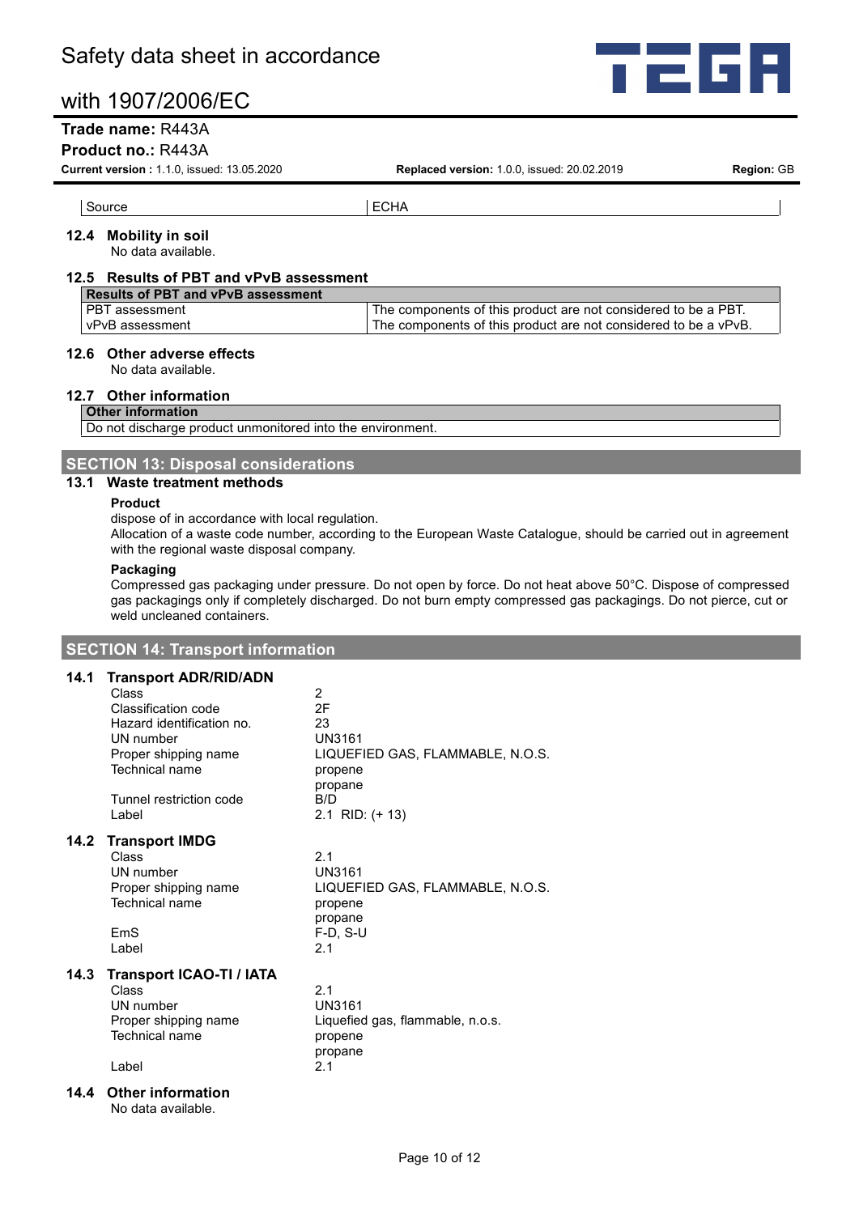| Source | ECHA |
|---|---|

### 12.4 Mobility in soil

No data available.

### 12.5 Results of PBT and vPvB assessment

| Results of PBT and vPvB assessment | |
|---|---|
| PBT assessment | The components of this product are not considered to be a PBT. |
| vPvB assessment | The components of this product are not considered to be a vPvB. |

### 12.6 Other adverse effects

No data available.

### 12.7 Other information

| Other information |
|---|
| Do not discharge product unmonitored into the environment. |

## SECTION 13: Disposal considerations

### 13.1 Waste treatment methods

**Product**

dispose of in accordance with local regulation.
Allocation of a waste code number, according to the European Waste Catalogue, should be carried out in agreement with the regional waste disposal company.

**Packaging**

Compressed gas packaging under pressure. Do not open by force. Do not heat above 50°C. Dispose of compressed gas packagings only if completely discharged. Do not burn empty compressed gas packagings. Do not pierce, cut or weld uncleaned containers.

## SECTION 14: Transport information

### 14.1 Transport ADR/RID/ADN

| | |
|---|---|
| Class | 2 |
| Classification code | 2F |
| Hazard identification no. | 23 |
| UN number | UN3161 |
| Proper shipping name | LIQUEFIED GAS, FLAMMABLE, N.O.S. |
| Technical name | propene<br>propane |
| Tunnel restriction code | B/D |
| Label | 2.1 RID: (+ 13) |

### 14.2 Transport IMDG

| | |
|---|---|
| Class | 2.1 |
| UN number | UN3161 |
| Proper shipping name | LIQUEFIED GAS, FLAMMABLE, N.O.S. |
| Technical name | propene<br>propane |
| EmS | F-D, S-U |
| Label | 2.1 |

### 14.3 Transport ICAO-TI / IATA

| | |
|---|---|
| Class | 2.1 |
| UN number | UN3161 |
| Proper shipping name | Liquefied gas, flammable, n.o.s. |
| Technical name | propene<br>propane |
| Label | 2.1 |

### 14.4 Other information

No data available.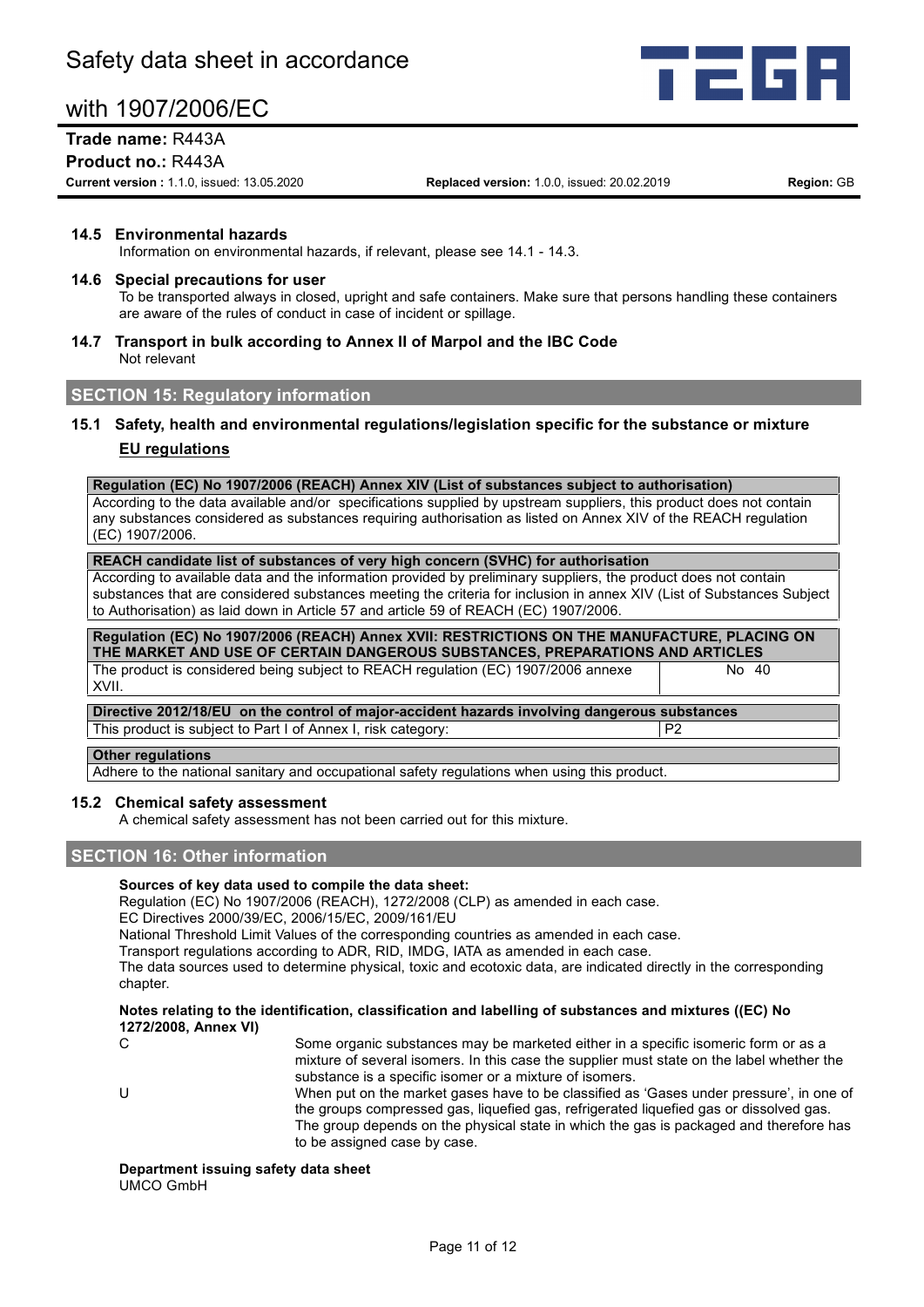### 14.5 Environmental hazards

Information on environmental hazards, if relevant, please see 14.1 - 14.3.

### 14.6 Special precautions for user

To be transported always in closed, upright and safe containers. Make sure that persons handling these containers are aware of the rules of conduct in case of incident or spillage.

### 14.7 Transport in bulk according to Annex II of Marpol and the IBC Code

Not relevant

## SECTION 15: Regulatory information

### 15.1 Safety, health and environmental regulations/legislation specific for the substance or mixture

**EU regulations**

| Regulation (EC) No 1907/2006 (REACH) Annex XIV (List of substances subject to authorisation) |
|---|
| According to the data available and/or specifications supplied by upstream suppliers, this product does not contain any substances considered as substances requiring authorisation as listed on Annex XIV of the REACH regulation (EC) 1907/2006. |

| REACH candidate list of substances of very high concern (SVHC) for authorisation |
|---|
| According to available data and the information provided by preliminary suppliers, the product does not contain substances that are considered substances meeting the criteria for inclusion in annex XIV (List of Substances Subject to Authorisation) as laid down in Article 57 and article 59 of REACH (EC) 1907/2006. |

| Regulation (EC) No 1907/2006 (REACH) Annex XVII: RESTRICTIONS ON THE MANUFACTURE, PLACING ON THE MARKET AND USE OF CERTAIN DANGEROUS SUBSTANCES, PREPARATIONS AND ARTICLES | |
|---|---|
| The product is considered being subject to REACH regulation (EC) 1907/2006 annexe XVII. | No 40 |

| Directive 2012/18/EU on the control of major-accident hazards involving dangerous substances | |
|---|---|
| This product is subject to Part I of Annex I, risk category: | P2 |

| Other regulations |
|---|
| Adhere to the national sanitary and occupational safety regulations when using this product. |

### 15.2 Chemical safety assessment

A chemical safety assessment has not been carried out for this mixture.

## SECTION 16: Other information

**Sources of key data used to compile the data sheet:**

Regulation (EC) No 1907/2006 (REACH), 1272/2008 (CLP) as amended in each case.
EC Directives 2000/39/EC, 2006/15/EC, 2009/161/EU
National Threshold Limit Values of the corresponding countries as amended in each case.
Transport regulations according to ADR, RID, IMDG, IATA as amended in each case.
The data sources used to determine physical, toxic and ecotoxic data, are indicated directly in the corresponding chapter.

**Notes relating to the identification, classification and labelling of substances and mixtures ((EC) No 1272/2008, Annex VI)**

| | |
|---|---|
| C | Some organic substances may be marketed either in a specific isomeric form or as a mixture of several isomers. In this case the supplier must state on the label whether the substance is a specific isomer or a mixture of isomers. |
| U | When put on the market gases have to be classified as 'Gases under pressure', in one of the groups compressed gas, liquefied gas, refrigerated liquefied gas or dissolved gas. The group depends on the physical state in which the gas is packaged and therefore has to be assigned case by case. |

**Department issuing safety data sheet**

UMCO GmbH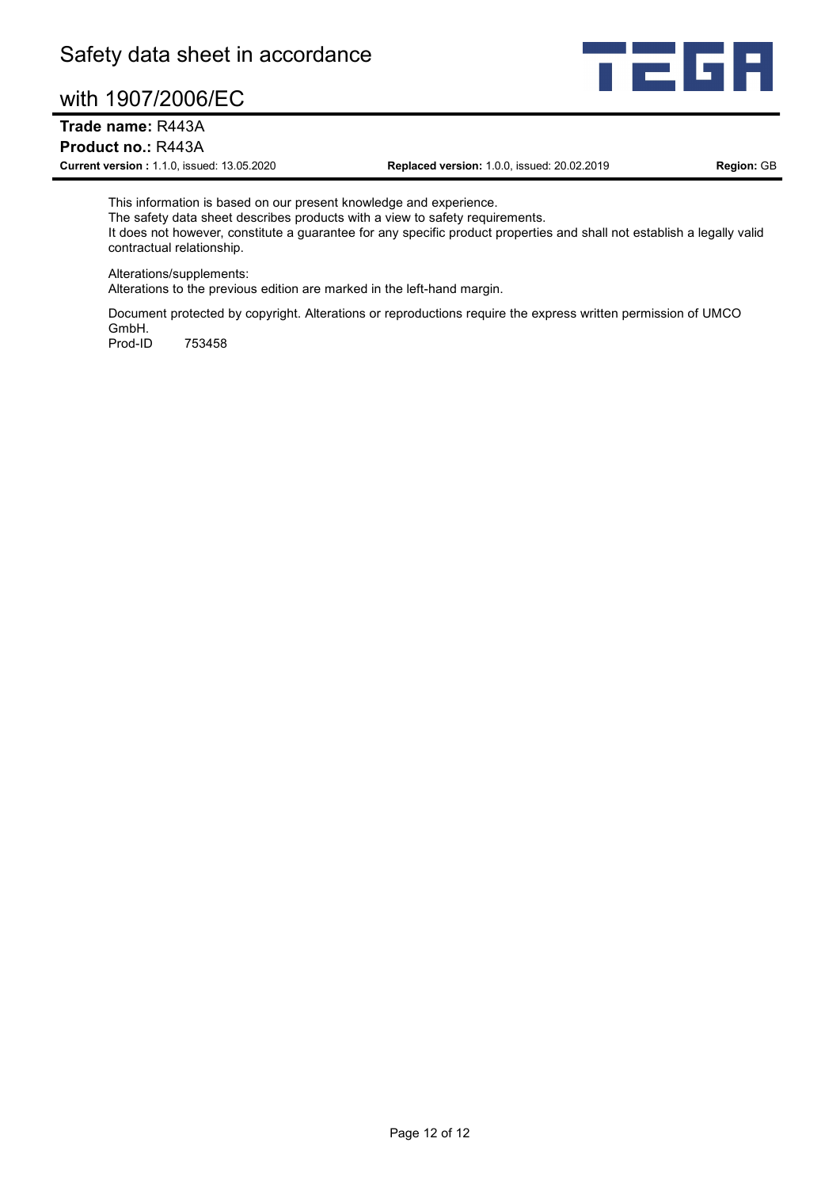This information is based on our present knowledge and experience.
The safety data sheet describes products with a view to safety requirements.
It does not however, constitute a guarantee for any specific product properties and shall not establish a legally valid contractual relationship.

Alterations/supplements:
Alterations to the previous edition are marked in the left-hand margin.

Document protected by copyright. Alterations or reproductions require the express written permission of UMCO GmbH.
Prod-ID 753458